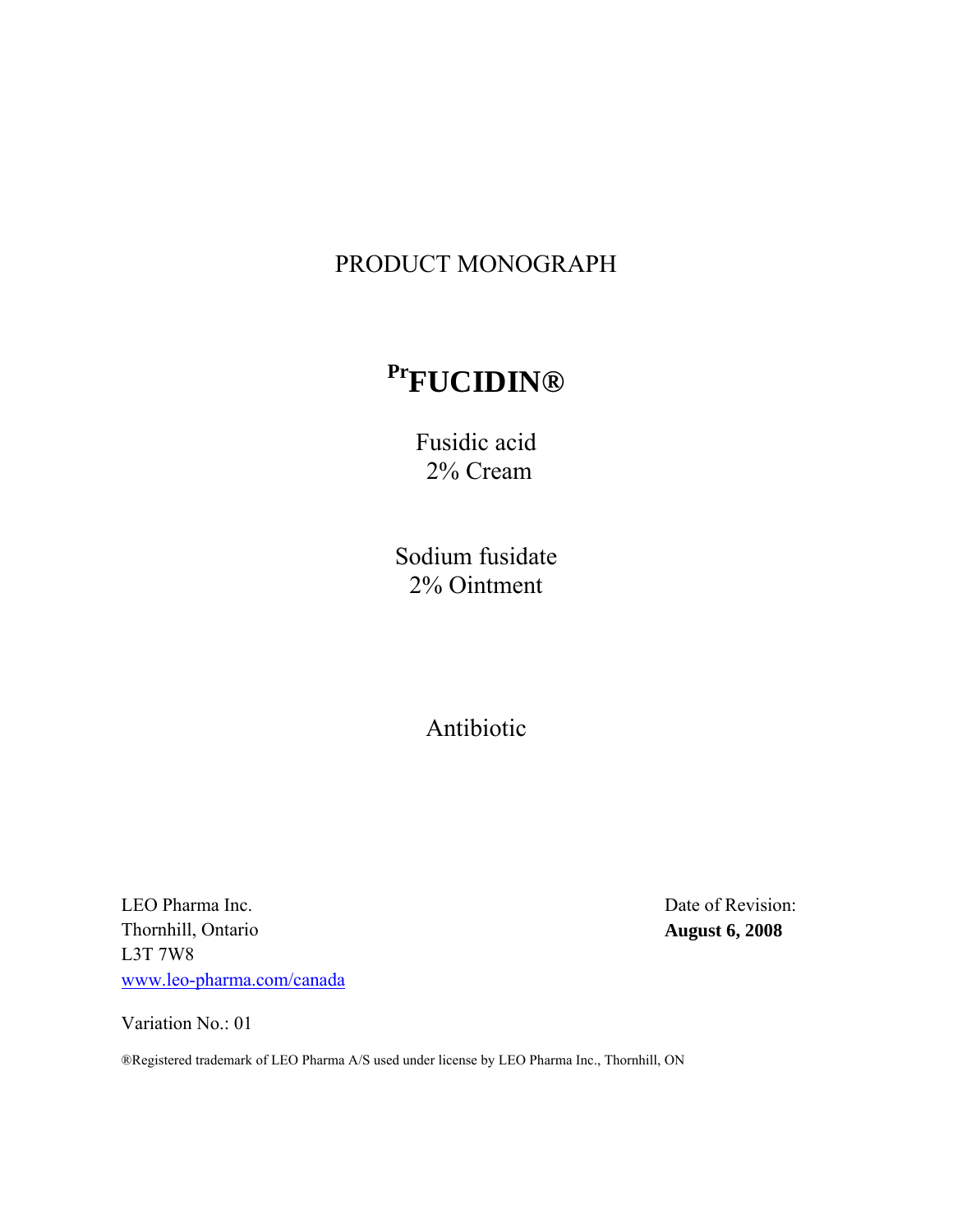# PRODUCT MONOGRAPH

# PrFUCIDIN®

Fusidic acid
2% Cream

Sodium fusidate
2% Ointment

Antibiotic

LEO Pharma Inc.
Thornhill, Ontario
L3T 7W8
www.leo-pharma.com/canada

Date of Revision:
**August 6, 2008**

Variation No.: 01

®Registered trademark of LEO Pharma A/S used under license by LEO Pharma Inc., Thornhill, ON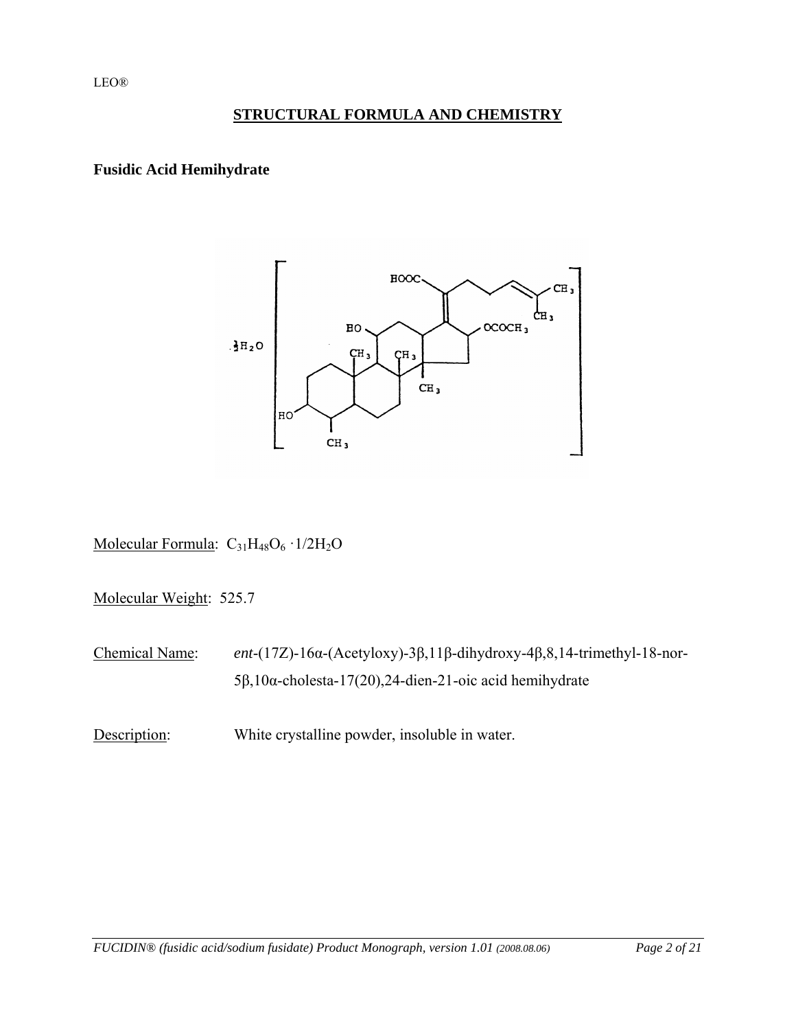LEO®

## STRUCTURAL FORMULA AND CHEMISTRY

### Fusidic Acid Hemihydrate

Molecular Formula: $C_{31}H_{48}O_6 \cdot 1/2H_2O$

Molecular Weight: 525.7

Chemical Name: *ent*-(17Z)-16α-(Acetyloxy)-3β,11β-dihydroxy-4β,8,14-trimethyl-18-nor-5β,10α-cholesta-17(20),24-dien-21-oic acid hemihydrate

Description: White crystalline powder, insoluble in water.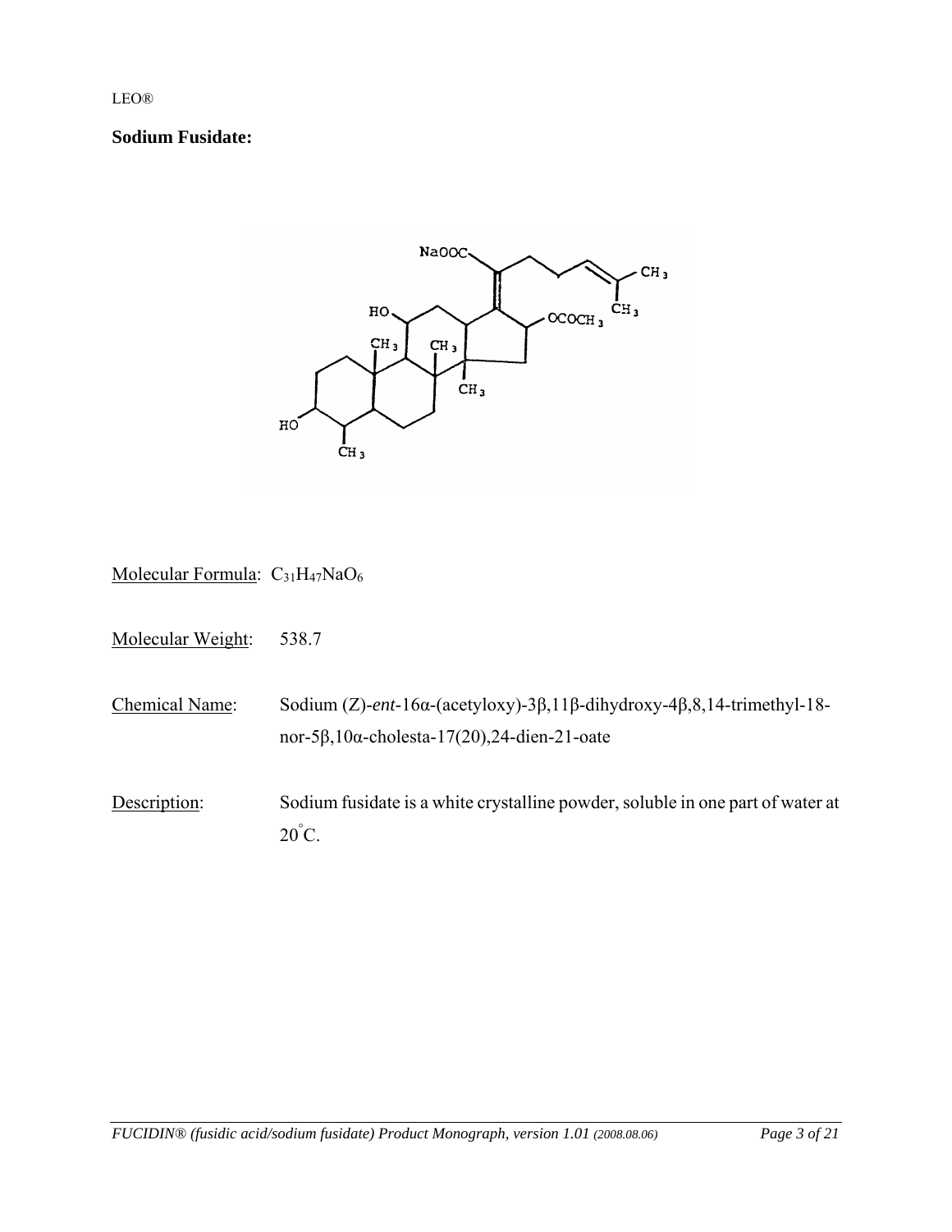LEO®

**Sodium Fusidate:**

Molecular Formula: $C_{31}H_{47}NaO_6$

Molecular Weight: 538.7

Chemical Name: Sodium (Z)-*ent*-16α-(acetyloxy)-3β,11β-dihydroxy-4β,8,14-trimethyl-18-nor-5β,10α-cholesta-17(20),24-dien-21-oate

Description: Sodium fusidate is a white crystalline powder, soluble in one part of water at $20^{\circ}C$.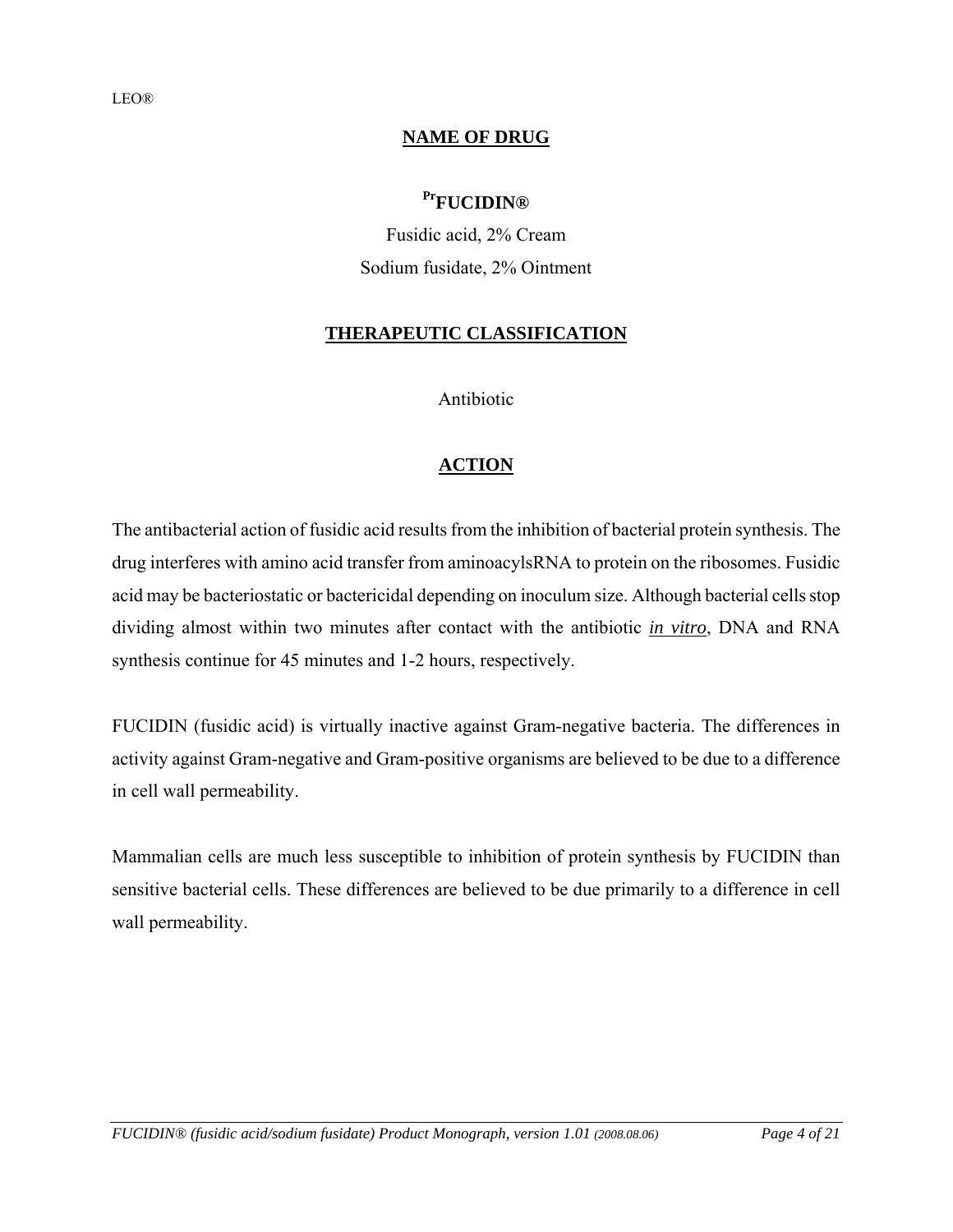## NAME OF DRUG

**[Pr]FUCIDIN®**

Fusidic acid, 2% Cream

Sodium fusidate, 2% Ointment

## THERAPEUTIC CLASSIFICATION

Antibiotic

## ACTION

The antibacterial action of fusidic acid results from the inhibition of bacterial protein synthesis. The drug interferes with amino acid transfer from aminoacylsRNA to protein on the ribosomes. Fusidic acid may be bacteriostatic or bactericidal depending on inoculum size. Although bacterial cells stop dividing almost within two minutes after contact with the antibiotic ***in vitro***, DNA and RNA synthesis continue for 45 minutes and 1-2 hours, respectively.

FUCIDIN (fusidic acid) is virtually inactive against Gram-negative bacteria. The differences in activity against Gram-negative and Gram-positive organisms are believed to be due to a difference in cell wall permeability.

Mammalian cells are much less susceptible to inhibition of protein synthesis by FUCIDIN than sensitive bacterial cells. These differences are believed to be due primarily to a difference in cell wall permeability.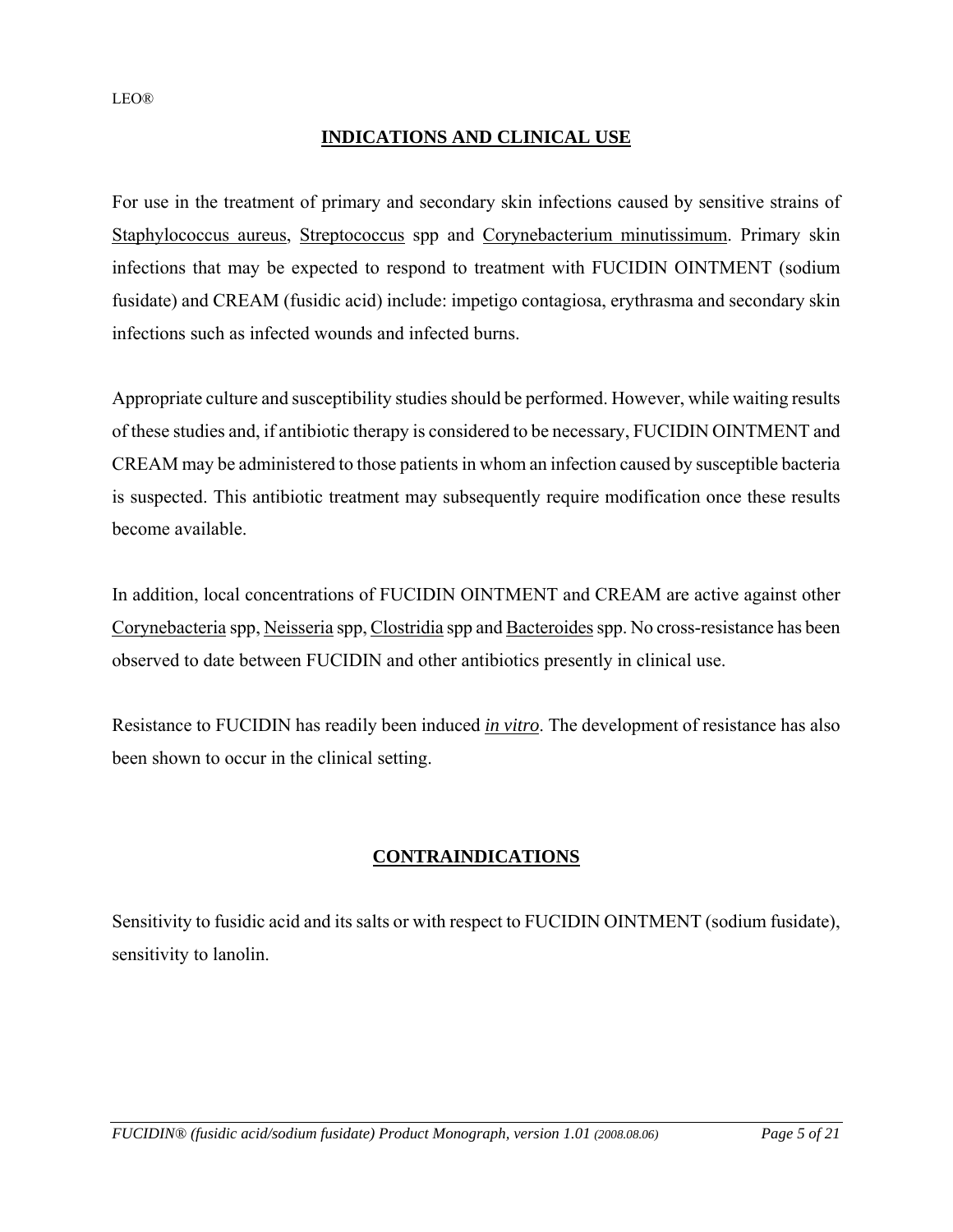## INDICATIONS AND CLINICAL USE

For use in the treatment of primary and secondary skin infections caused by sensitive strains of Staphylococcus aureus, Streptococcus spp and Corynebacterium minutissimum. Primary skin infections that may be expected to respond to treatment with FUCIDIN OINTMENT (sodium fusidate) and CREAM (fusidic acid) include: impetigo contagiosa, erythrasma and secondary skin infections such as infected wounds and infected burns.

Appropriate culture and susceptibility studies should be performed. However, while waiting results of these studies and, if antibiotic therapy is considered to be necessary, FUCIDIN OINTMENT and CREAM may be administered to those patients in whom an infection caused by susceptible bacteria is suspected. This antibiotic treatment may subsequently require modification once these results become available.

In addition, local concentrations of FUCIDIN OINTMENT and CREAM are active against other Corynebacteria spp, Neisseria spp, Clostridia spp and Bacteroides spp. No cross-resistance has been observed to date between FUCIDIN and other antibiotics presently in clinical use.

Resistance to FUCIDIN has readily been induced *in vitro*. The development of resistance has also been shown to occur in the clinical setting.

## CONTRAINDICATIONS

Sensitivity to fusidic acid and its salts or with respect to FUCIDIN OINTMENT (sodium fusidate), sensitivity to lanolin.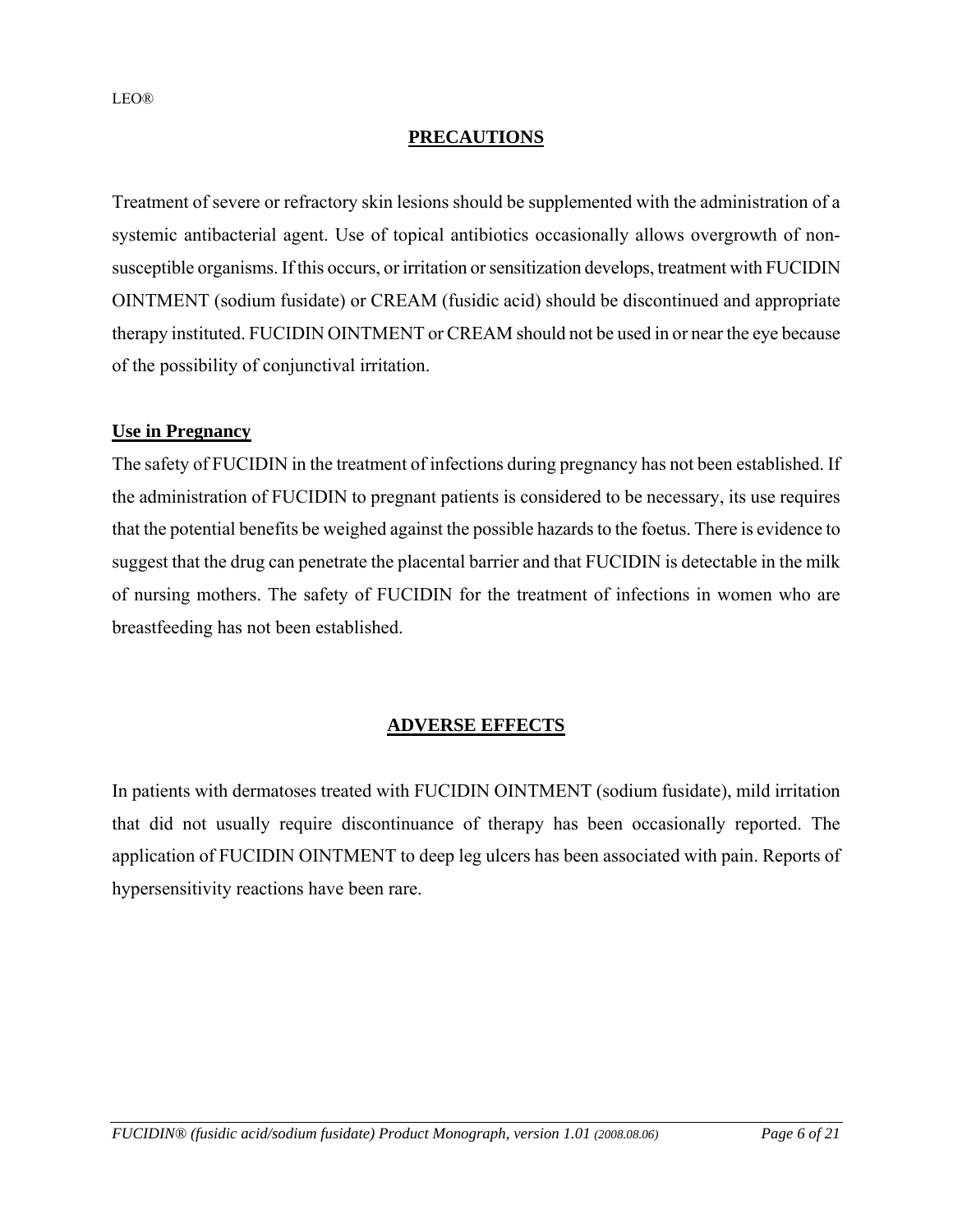## PRECAUTIONS

Treatment of severe or refractory skin lesions should be supplemented with the administration of a systemic antibacterial agent. Use of topical antibiotics occasionally allows overgrowth of non-susceptible organisms. If this occurs, or irritation or sensitization develops, treatment with FUCIDIN OINTMENT (sodium fusidate) or CREAM (fusidic acid) should be discontinued and appropriate therapy instituted. FUCIDIN OINTMENT or CREAM should not be used in or near the eye because of the possibility of conjunctival irritation.

### Use in Pregnancy

The safety of FUCIDIN in the treatment of infections during pregnancy has not been established. If the administration of FUCIDIN to pregnant patients is considered to be necessary, its use requires that the potential benefits be weighed against the possible hazards to the foetus. There is evidence to suggest that the drug can penetrate the placental barrier and that FUCIDIN is detectable in the milk of nursing mothers. The safety of FUCIDIN for the treatment of infections in women who are breastfeeding has not been established.

## ADVERSE EFFECTS

In patients with dermatoses treated with FUCIDIN OINTMENT (sodium fusidate), mild irritation that did not usually require discontinuance of therapy has been occasionally reported. The application of FUCIDIN OINTMENT to deep leg ulcers has been associated with pain. Reports of hypersensitivity reactions have been rare.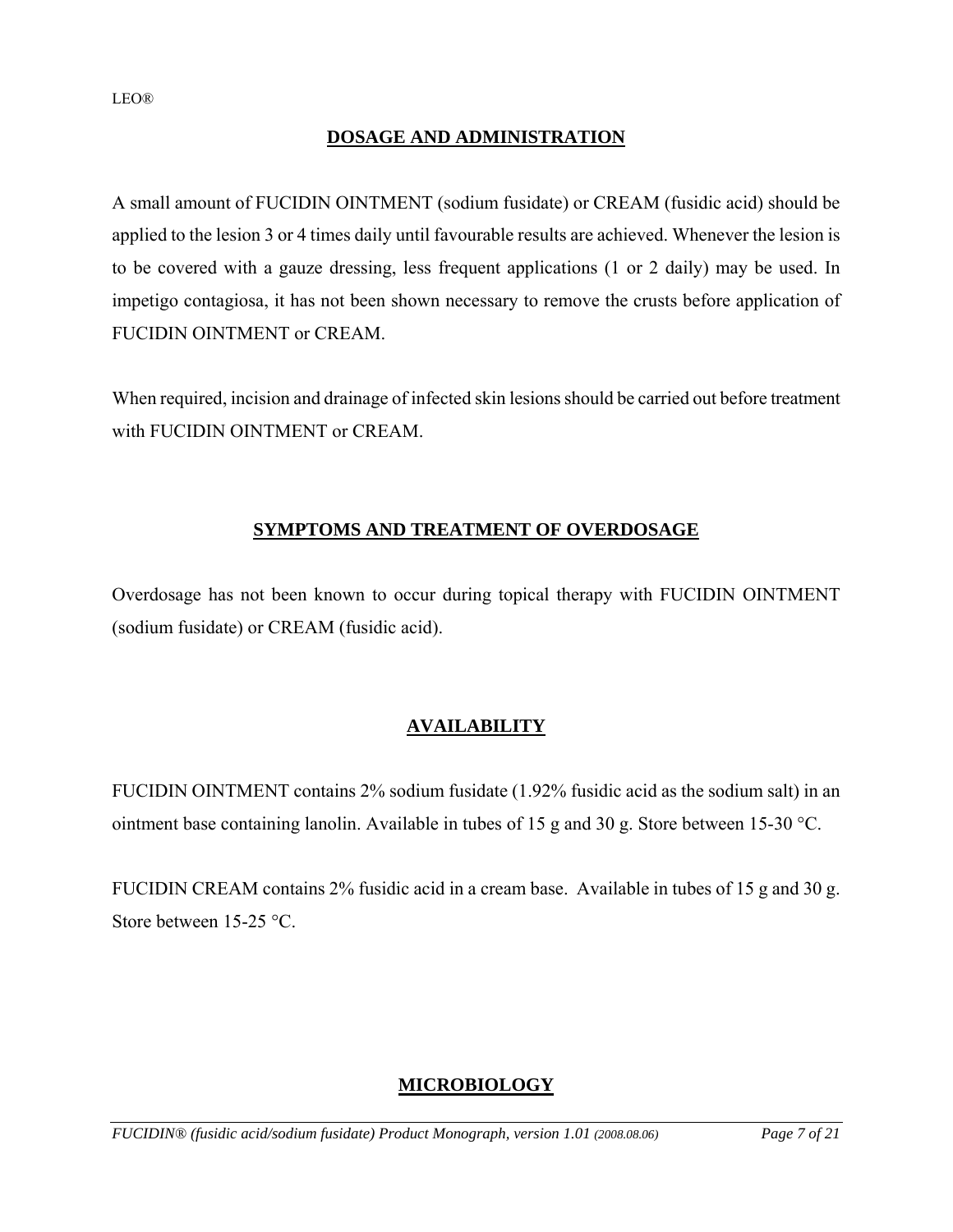## DOSAGE AND ADMINISTRATION

A small amount of FUCIDIN OINTMENT (sodium fusidate) or CREAM (fusidic acid) should be applied to the lesion 3 or 4 times daily until favourable results are achieved. Whenever the lesion is to be covered with a gauze dressing, less frequent applications (1 or 2 daily) may be used. In impetigo contagiosa, it has not been shown necessary to remove the crusts before application of FUCIDIN OINTMENT or CREAM.

When required, incision and drainage of infected skin lesions should be carried out before treatment with FUCIDIN OINTMENT or CREAM.

## SYMPTOMS AND TREATMENT OF OVERDOSAGE

Overdosage has not been known to occur during topical therapy with FUCIDIN OINTMENT (sodium fusidate) or CREAM (fusidic acid).

## AVAILABILITY

FUCIDIN OINTMENT contains 2% sodium fusidate (1.92% fusidic acid as the sodium salt) in an ointment base containing lanolin. Available in tubes of 15 g and 30 g. Store between 15-30 °C.

FUCIDIN CREAM contains 2% fusidic acid in a cream base. Available in tubes of 15 g and 30 g. Store between 15-25 °C.

## MICROBIOLOGY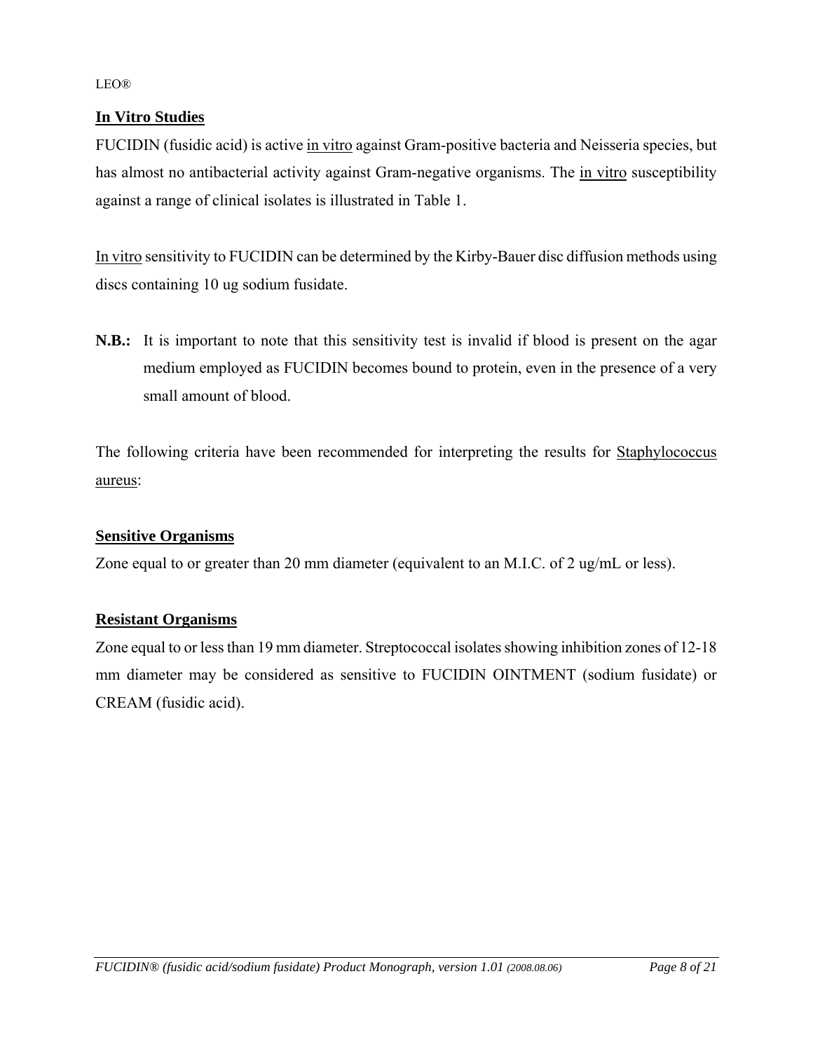## In Vitro Studies

FUCIDIN (fusidic acid) is active in vitro against Gram-positive bacteria and Neisseria species, but has almost no antibacterial activity against Gram-negative organisms. The in vitro susceptibility against a range of clinical isolates is illustrated in Table 1.

In vitro sensitivity to FUCIDIN can be determined by the Kirby-Bauer disc diffusion methods using discs containing 10 ug sodium fusidate.

**N.B.:** It is important to note that this sensitivity test is invalid if blood is present on the agar medium employed as FUCIDIN becomes bound to protein, even in the presence of a very small amount of blood.

The following criteria have been recommended for interpreting the results for Staphylococcus aureus:

### Sensitive Organisms

Zone equal to or greater than 20 mm diameter (equivalent to an M.I.C. of 2 ug/mL or less).

### Resistant Organisms

Zone equal to or less than 19 mm diameter. Streptococcal isolates showing inhibition zones of 12-18 mm diameter may be considered as sensitive to FUCIDIN OINTMENT (sodium fusidate) or CREAM (fusidic acid).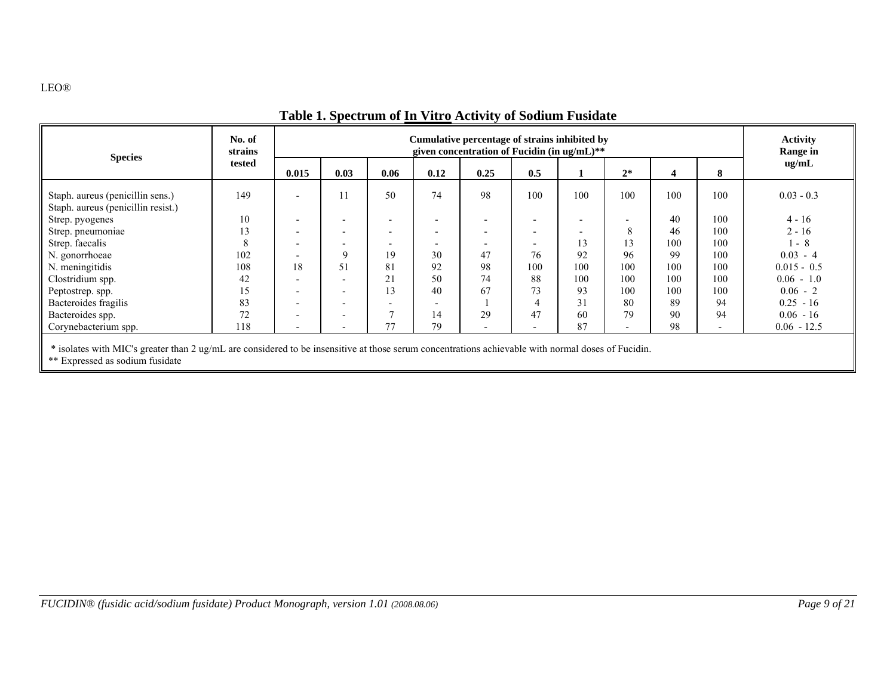LEO®

## Table 1. Spectrum of In Vitro Activity of Sodium Fusidate

| Species | No. of strains tested | Cumulative percentage of strains inhibited by given concentration of Fucidin (in ug/mL)** | | | | | | | | | | Activity Range in ug/mL |
|---|---|---|---|---|---|---|---|---|---|---|---|---|
| | | 0.015 | 0.03 | 0.06 | 0.12 | 0.25 | 0.5 | 1 | 2* | 4 | 8 | |
| Staph. aureus (penicillin sens.) Staph. aureus (penicillin resist.) | 149 | - | 11 | 50 | 74 | 98 | 100 | 100 | 100 | 100 | 100 | 0.03 - 0.3 |
| Strep. pyogenes | 10 | - | - | - | - | - | - | - | - | 40 | 100 | 4 - 16 |
| Strep. pneumoniae | 13 | - | - | - | - | - | - | - | 8 | 46 | 100 | 2 - 16 |
| Strep. faecalis | 8 | - | - | - | - | - | - | 13 | 13 | 100 | 100 | 1 - 8 |
| N. gonorrhoeae | 102 | - | 9 | 19 | 30 | 47 | 76 | 92 | 96 | 99 | 100 | 0.03 - 4 |
| N. meningitidis | 108 | 18 | 51 | 81 | 92 | 98 | 100 | 100 | 100 | 100 | 100 | 0.015 - 0.5 |
| Clostridium spp. | 42 | - | - | 21 | 50 | 74 | 88 | 100 | 100 | 100 | 100 | 0.06 - 1.0 |
| Peptostrep. spp. | 15 | - | - | 13 | 40 | 67 | 73 | 93 | 100 | 100 | 100 | 0.06 - 2 |
| Bacteroides fragilis | 83 | - | - | - | - | 1 | 4 | 31 | 80 | 89 | 94 | 0.25 - 16 |
| Bacteroides spp. | 72 | - | - | 7 | 14 | 29 | 47 | 60 | 79 | 90 | 94 | 0.06 - 16 |
| Corynebacterium spp. | 118 | - | - | 77 | 79 | - | - | 87 | - | 98 | - | 0.06 - 12.5 |

\* isolates with MIC's greater than 2 ug/mL are considered to be insensitive at those serum concentrations achievable with normal doses of Fucidin.
** Expressed as sodium fusidate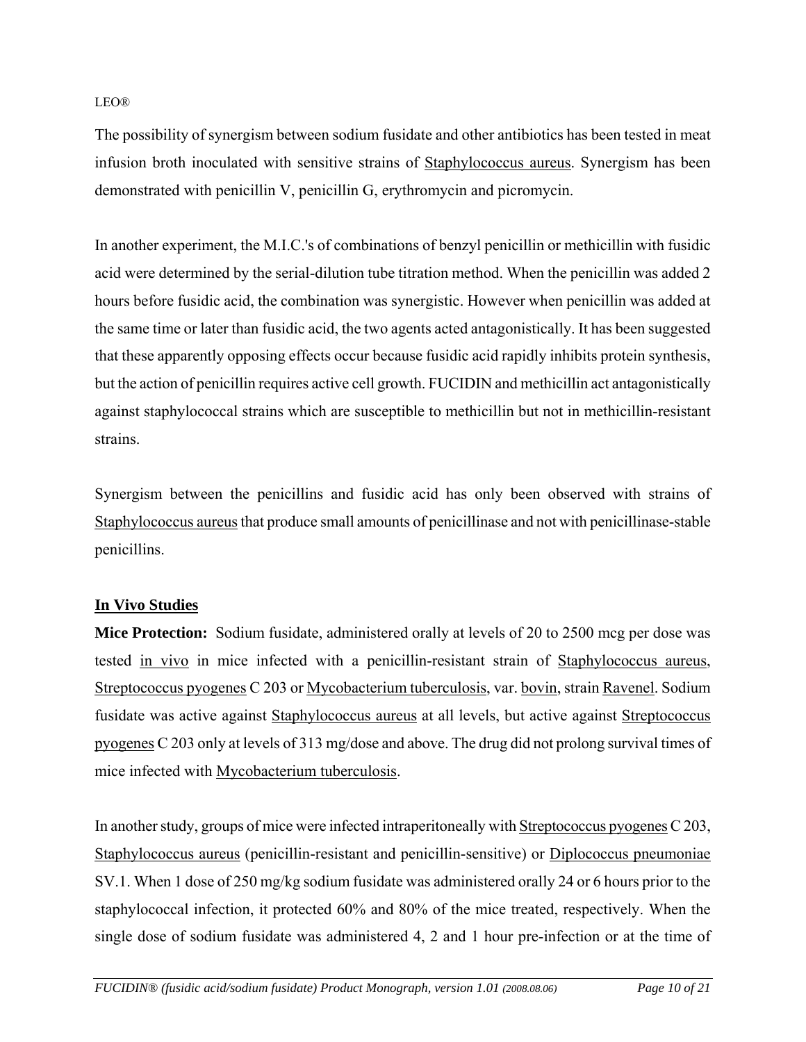LEO®

The possibility of synergism between sodium fusidate and other antibiotics has been tested in meat infusion broth inoculated with sensitive strains of Staphylococcus aureus. Synergism has been demonstrated with penicillin V, penicillin G, erythromycin and picromycin.

In another experiment, the M.I.C.'s of combinations of benzyl penicillin or methicillin with fusidic acid were determined by the serial-dilution tube titration method. When the penicillin was added 2 hours before fusidic acid, the combination was synergistic. However when penicillin was added at the same time or later than fusidic acid, the two agents acted antagonistically. It has been suggested that these apparently opposing effects occur because fusidic acid rapidly inhibits protein synthesis, but the action of penicillin requires active cell growth. FUCIDIN and methicillin act antagonistically against staphylococcal strains which are susceptible to methicillin but not in methicillin-resistant strains.

Synergism between the penicillins and fusidic acid has only been observed with strains of Staphylococcus aureus that produce small amounts of penicillinase and not with penicillinase-stable penicillins.

## In Vivo Studies

**Mice Protection:** Sodium fusidate, administered orally at levels of 20 to 2500 mcg per dose was tested in vivo in mice infected with a penicillin-resistant strain of Staphylococcus aureus, Streptococcus pyogenes C 203 or Mycobacterium tuberculosis, var. bovin, strain Ravenel. Sodium fusidate was active against Staphylococcus aureus at all levels, but active against Streptococcus pyogenes C 203 only at levels of 313 mg/dose and above. The drug did not prolong survival times of mice infected with Mycobacterium tuberculosis.

In another study, groups of mice were infected intraperitoneally with Streptococcus pyogenes C 203, Staphylococcus aureus (penicillin-resistant and penicillin-sensitive) or Diplococcus pneumoniae SV.1. When 1 dose of 250 mg/kg sodium fusidate was administered orally 24 or 6 hours prior to the staphylococcal infection, it protected 60% and 80% of the mice treated, respectively. When the single dose of sodium fusidate was administered 4, 2 and 1 hour pre-infection or at the time of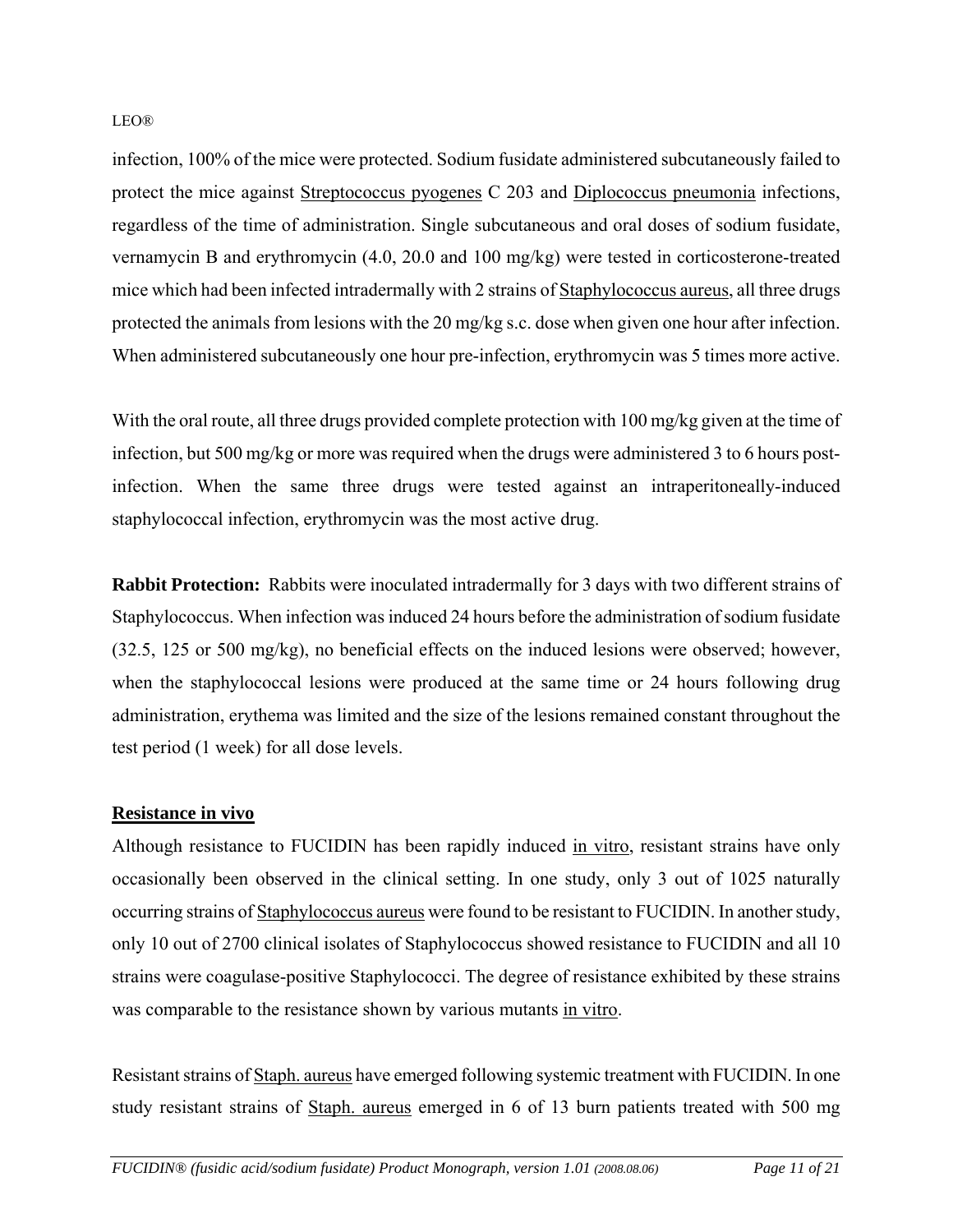infection, 100% of the mice were protected. Sodium fusidate administered subcutaneously failed to protect the mice against Streptococcus pyogenes C 203 and Diplococcus pneumonia infections, regardless of the time of administration. Single subcutaneous and oral doses of sodium fusidate, vernamycin B and erythromycin (4.0, 20.0 and 100 mg/kg) were tested in corticosterone-treated mice which had been infected intradermally with 2 strains of Staphylococcus aureus, all three drugs protected the animals from lesions with the 20 mg/kg s.c. dose when given one hour after infection. When administered subcutaneously one hour pre-infection, erythromycin was 5 times more active.

With the oral route, all three drugs provided complete protection with 100 mg/kg given at the time of infection, but 500 mg/kg or more was required when the drugs were administered 3 to 6 hours post-infection. When the same three drugs were tested against an intraperitoneally-induced staphylococcal infection, erythromycin was the most active drug.

**Rabbit Protection:** Rabbits were inoculated intradermally for 3 days with two different strains of Staphylococcus. When infection was induced 24 hours before the administration of sodium fusidate (32.5, 125 or 500 mg/kg), no beneficial effects on the induced lesions were observed; however, when the staphylococcal lesions were produced at the same time or 24 hours following drug administration, erythema was limited and the size of the lesions remained constant throughout the test period (1 week) for all dose levels.

**Resistance in vivo**

Although resistance to FUCIDIN has been rapidly induced in vitro, resistant strains have only occasionally been observed in the clinical setting. In one study, only 3 out of 1025 naturally occurring strains of Staphylococcus aureus were found to be resistant to FUCIDIN. In another study, only 10 out of 2700 clinical isolates of Staphylococcus showed resistance to FUCIDIN and all 10 strains were coagulase-positive Staphylococci. The degree of resistance exhibited by these strains was comparable to the resistance shown by various mutants in vitro.

Resistant strains of Staph. aureus have emerged following systemic treatment with FUCIDIN. In one study resistant strains of Staph. aureus emerged in 6 of 13 burn patients treated with 500 mg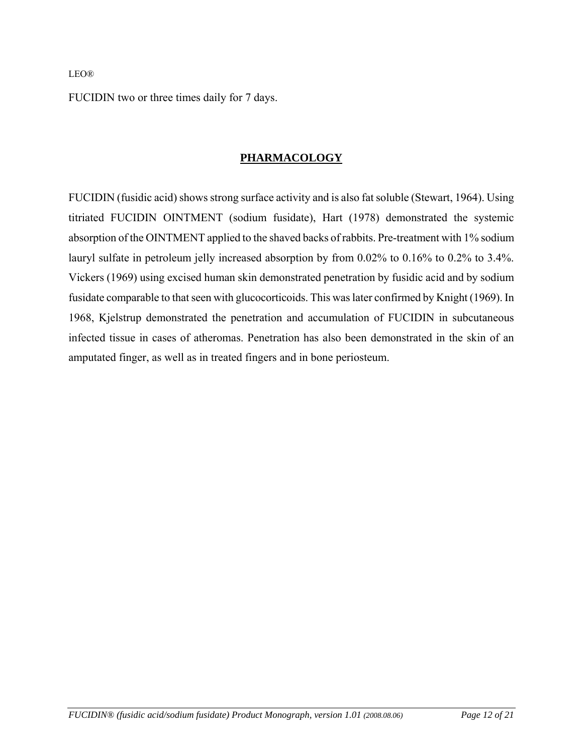LEO®

FUCIDIN two or three times daily for 7 days.

## PHARMACOLOGY

FUCIDIN (fusidic acid) shows strong surface activity and is also fat soluble (Stewart, 1964). Using titriated FUCIDIN OINTMENT (sodium fusidate), Hart (1978) demonstrated the systemic absorption of the OINTMENT applied to the shaved backs of rabbits. Pre-treatment with 1% sodium lauryl sulfate in petroleum jelly increased absorption by from 0.02% to 0.16% to 0.2% to 3.4%. Vickers (1969) using excised human skin demonstrated penetration by fusidic acid and by sodium fusidate comparable to that seen with glucocorticoids. This was later confirmed by Knight (1969). In 1968, Kjelstrup demonstrated the penetration and accumulation of FUCIDIN in subcutaneous infected tissue in cases of atheromas. Penetration has also been demonstrated in the skin of an amputated finger, as well as in treated fingers and in bone periosteum.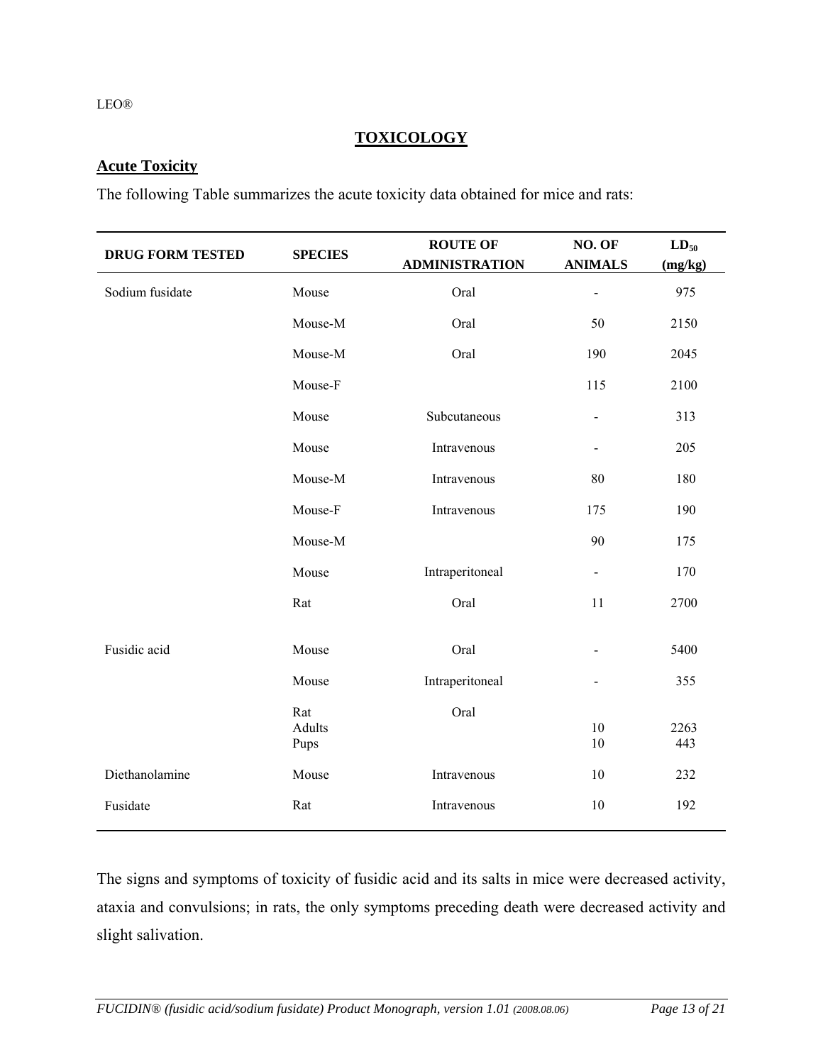# TOXICOLOGY

## Acute Toxicity

The following Table summarizes the acute toxicity data obtained for mice and rats:

| DRUG FORM TESTED | SPECIES | ROUTE OF ADMINISTRATION | NO. OF ANIMALS | $LD_{50}$ (mg/kg) |
|---|---|---|---|---|
| Sodium fusidate | Mouse | Oral | - | 975 |
| | Mouse-M | Oral | 50 | 2150 |
| | Mouse-M | Oral | 190 | 2045 |
| | Mouse-F | | 115 | 2100 |
| | Mouse | Subcutaneous | - | 313 |
| | Mouse | Intravenous | - | 205 |
| | Mouse-M | Intravenous | 80 | 180 |
| | Mouse-F | Intravenous | 175 | 190 |
| | Mouse-M | | 90 | 175 |
| | Mouse | Intraperitoneal | - | 170 |
| | Rat | Oral | 11 | 2700 |
| Fusidic acid | Mouse | Oral | - | 5400 |
| | Mouse | Intraperitoneal | - | 355 |
| | Rat | Oral | | |
| | Adults | | 10 | 2263 |
| | Pups | | 10 | 443 |
| Diethanolamine | Mouse | Intravenous | 10 | 232 |
| Fusidate | Rat | Intravenous | 10 | 192 |

The signs and symptoms of toxicity of fusidic acid and its salts in mice were decreased activity, ataxia and convulsions; in rats, the only symptoms preceding death were decreased activity and slight salivation.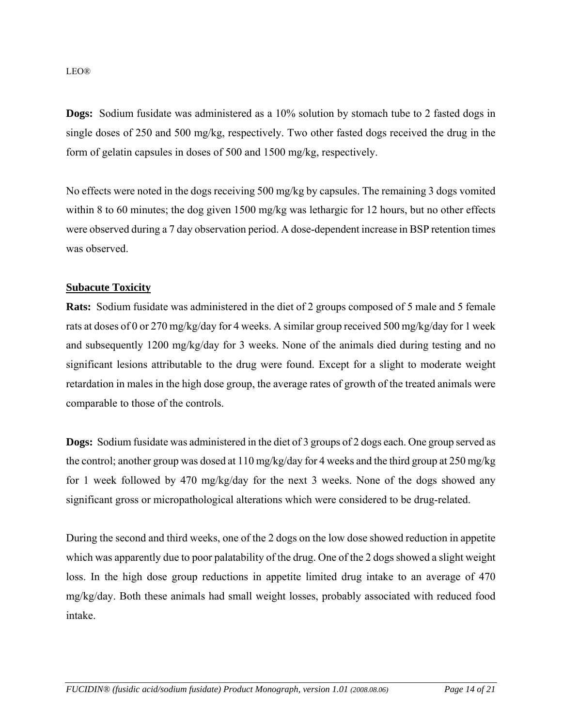**Dogs:** Sodium fusidate was administered as a 10% solution by stomach tube to 2 fasted dogs in single doses of 250 and 500 mg/kg, respectively. Two other fasted dogs received the drug in the form of gelatin capsules in doses of 500 and 1500 mg/kg, respectively.

No effects were noted in the dogs receiving 500 mg/kg by capsules. The remaining 3 dogs vomited within 8 to 60 minutes; the dog given 1500 mg/kg was lethargic for 12 hours, but no other effects were observed during a 7 day observation period. A dose-dependent increase in BSP retention times was observed.

**Subacute Toxicity**

**Rats:** Sodium fusidate was administered in the diet of 2 groups composed of 5 male and 5 female rats at doses of 0 or 270 mg/kg/day for 4 weeks. A similar group received 500 mg/kg/day for 1 week and subsequently 1200 mg/kg/day for 3 weeks. None of the animals died during testing and no significant lesions attributable to the drug were found. Except for a slight to moderate weight retardation in males in the high dose group, the average rates of growth of the treated animals were comparable to those of the controls.

**Dogs:** Sodium fusidate was administered in the diet of 3 groups of 2 dogs each. One group served as the control; another group was dosed at 110 mg/kg/day for 4 weeks and the third group at 250 mg/kg for 1 week followed by 470 mg/kg/day for the next 3 weeks. None of the dogs showed any significant gross or micropathological alterations which were considered to be drug-related.

During the second and third weeks, one of the 2 dogs on the low dose showed reduction in appetite which was apparently due to poor palatability of the drug. One of the 2 dogs showed a slight weight loss. In the high dose group reductions in appetite limited drug intake to an average of 470 mg/kg/day. Both these animals had small weight losses, probably associated with reduced food intake.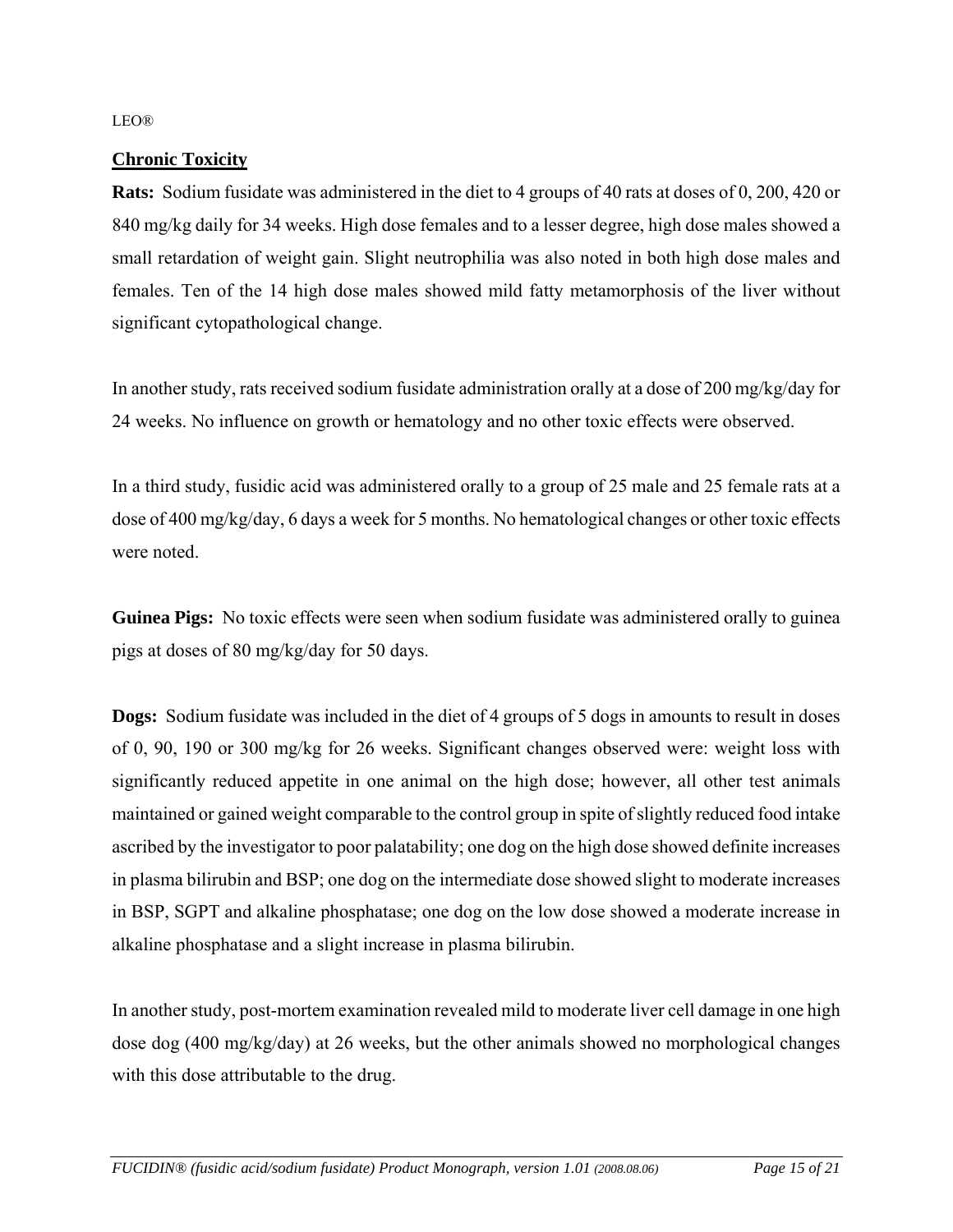## Chronic Toxicity

**Rats:** Sodium fusidate was administered in the diet to 4 groups of 40 rats at doses of 0, 200, 420 or 840 mg/kg daily for 34 weeks. High dose females and to a lesser degree, high dose males showed a small retardation of weight gain. Slight neutrophilia was also noted in both high dose males and females. Ten of the 14 high dose males showed mild fatty metamorphosis of the liver without significant cytopathological change.

In another study, rats received sodium fusidate administration orally at a dose of 200 mg/kg/day for 24 weeks. No influence on growth or hematology and no other toxic effects were observed.

In a third study, fusidic acid was administered orally to a group of 25 male and 25 female rats at a dose of 400 mg/kg/day, 6 days a week for 5 months. No hematological changes or other toxic effects were noted.

**Guinea Pigs:** No toxic effects were seen when sodium fusidate was administered orally to guinea pigs at doses of 80 mg/kg/day for 50 days.

**Dogs:** Sodium fusidate was included in the diet of 4 groups of 5 dogs in amounts to result in doses of 0, 90, 190 or 300 mg/kg for 26 weeks. Significant changes observed were: weight loss with significantly reduced appetite in one animal on the high dose; however, all other test animals maintained or gained weight comparable to the control group in spite of slightly reduced food intake ascribed by the investigator to poor palatability; one dog on the high dose showed definite increases in plasma bilirubin and BSP; one dog on the intermediate dose showed slight to moderate increases in BSP, SGPT and alkaline phosphatase; one dog on the low dose showed a moderate increase in alkaline phosphatase and a slight increase in plasma bilirubin.

In another study, post-mortem examination revealed mild to moderate liver cell damage in one high dose dog (400 mg/kg/day) at 26 weeks, but the other animals showed no morphological changes with this dose attributable to the drug.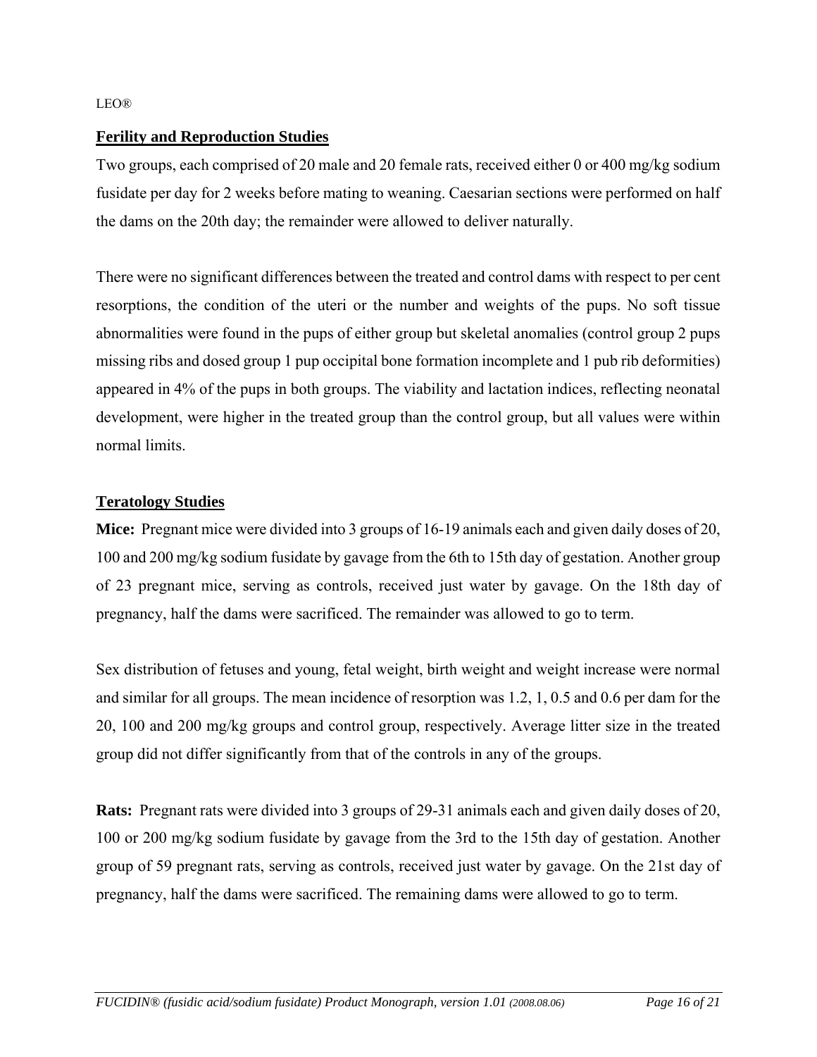## Ferility and Reproduction Studies

Two groups, each comprised of 20 male and 20 female rats, received either 0 or 400 mg/kg sodium fusidate per day for 2 weeks before mating to weaning. Caesarian sections were performed on half the dams on the 20th day; the remainder were allowed to deliver naturally.

There were no significant differences between the treated and control dams with respect to per cent resorptions, the condition of the uteri or the number and weights of the pups. No soft tissue abnormalities were found in the pups of either group but skeletal anomalies (control group 2 pups missing ribs and dosed group 1 pup occipital bone formation incomplete and 1 pub rib deformities) appeared in 4% of the pups in both groups. The viability and lactation indices, reflecting neonatal development, were higher in the treated group than the control group, but all values were within normal limits.

## Teratology Studies

**Mice:** Pregnant mice were divided into 3 groups of 16-19 animals each and given daily doses of 20, 100 and 200 mg/kg sodium fusidate by gavage from the 6th to 15th day of gestation. Another group of 23 pregnant mice, serving as controls, received just water by gavage. On the 18th day of pregnancy, half the dams were sacrificed. The remainder was allowed to go to term.

Sex distribution of fetuses and young, fetal weight, birth weight and weight increase were normal and similar for all groups. The mean incidence of resorption was 1.2, 1, 0.5 and 0.6 per dam for the 20, 100 and 200 mg/kg groups and control group, respectively. Average litter size in the treated group did not differ significantly from that of the controls in any of the groups.

**Rats:** Pregnant rats were divided into 3 groups of 29-31 animals each and given daily doses of 20, 100 or 200 mg/kg sodium fusidate by gavage from the 3rd to the 15th day of gestation. Another group of 59 pregnant rats, serving as controls, received just water by gavage. On the 21st day of pregnancy, half the dams were sacrificed. The remaining dams were allowed to go to term.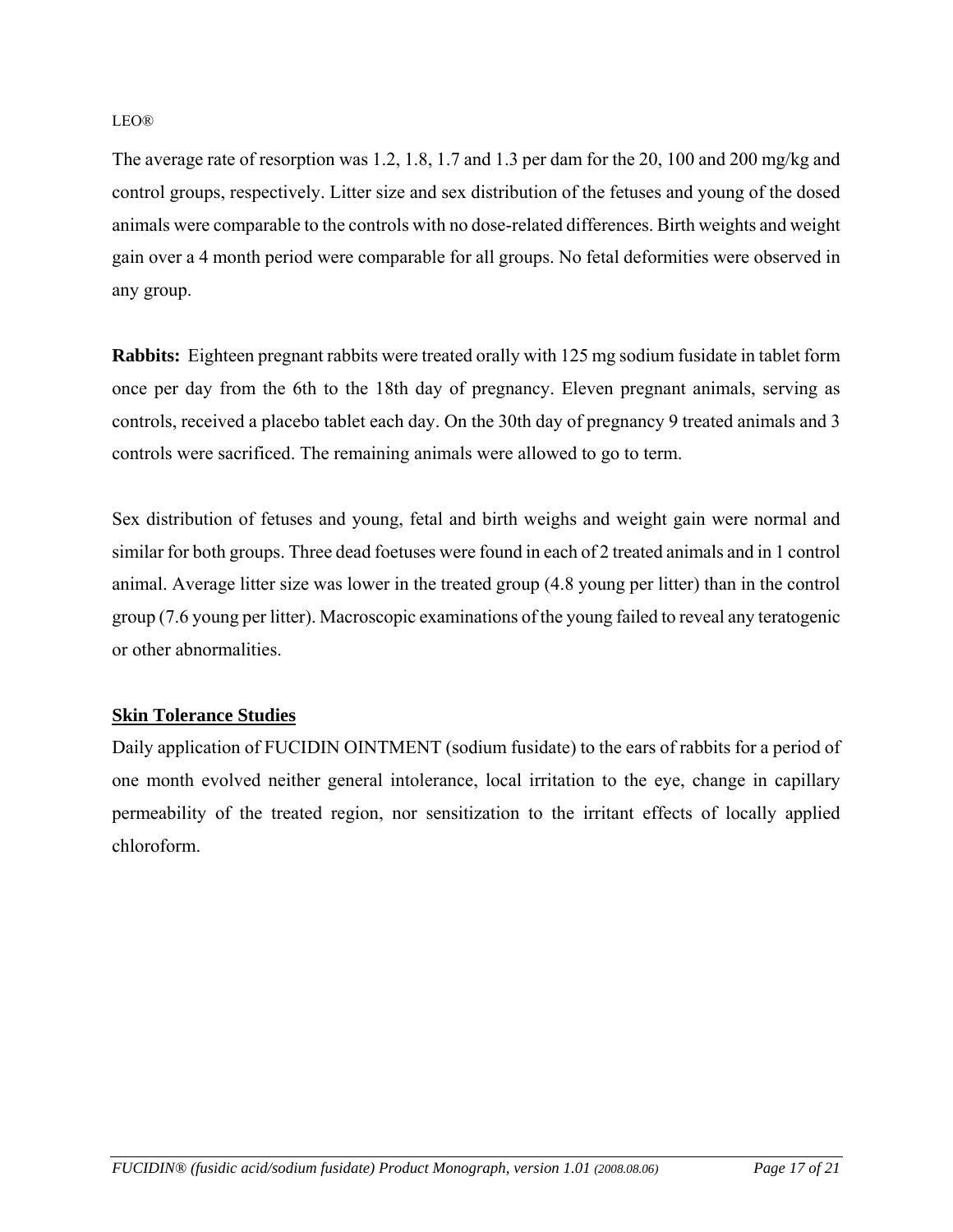The average rate of resorption was 1.2, 1.8, 1.7 and 1.3 per dam for the 20, 100 and 200 mg/kg and control groups, respectively. Litter size and sex distribution of the fetuses and young of the dosed animals were comparable to the controls with no dose-related differences. Birth weights and weight gain over a 4 month period were comparable for all groups. No fetal deformities were observed in any group.

**Rabbits:** Eighteen pregnant rabbits were treated orally with 125 mg sodium fusidate in tablet form once per day from the 6th to the 18th day of pregnancy. Eleven pregnant animals, serving as controls, received a placebo tablet each day. On the 30th day of pregnancy 9 treated animals and 3 controls were sacrificed. The remaining animals were allowed to go to term.

Sex distribution of fetuses and young, fetal and birth weighs and weight gain were normal and similar for both groups. Three dead foetuses were found in each of 2 treated animals and in 1 control animal. Average litter size was lower in the treated group (4.8 young per litter) than in the control group (7.6 young per litter). Macroscopic examinations of the young failed to reveal any teratogenic or other abnormalities.

## Skin Tolerance Studies

Daily application of FUCIDIN OINTMENT (sodium fusidate) to the ears of rabbits for a period of one month evolved neither general intolerance, local irritation to the eye, change in capillary permeability of the treated region, nor sensitization to the irritant effects of locally applied chloroform.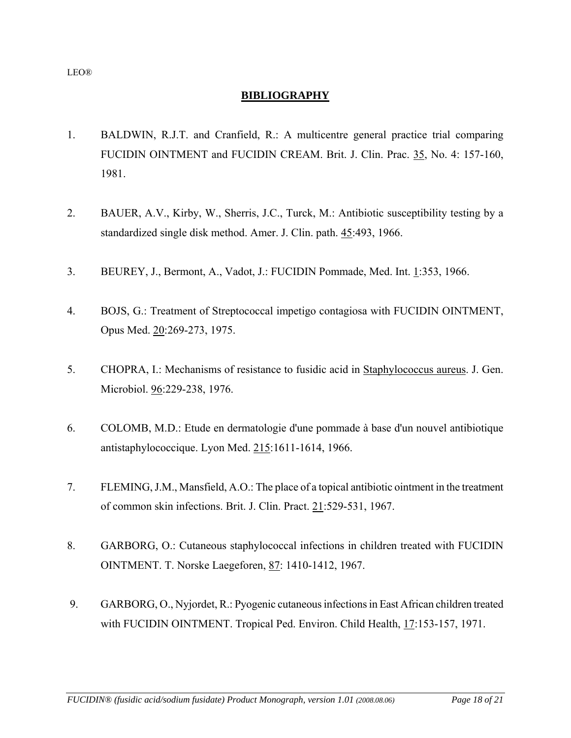LEO®

## BIBLIOGRAPHY

1. BALDWIN, R.J.T. and Cranfield, R.: A multicentre general practice trial comparing FUCIDIN OINTMENT and FUCIDIN CREAM. Brit. J. Clin. Prac. 35, No. 4: 157-160, 1981.

2. BAUER, A.V., Kirby, W., Sherris, J.C., Turck, M.: Antibiotic susceptibility testing by a standardized single disk method. Amer. J. Clin. path. 45:493, 1966.

3. BEUREY, J., Bermont, A., Vadot, J.: FUCIDIN Pommade, Med. Int. 1:353, 1966.

4. BOJS, G.: Treatment of Streptococcal impetigo contagiosa with FUCIDIN OINTMENT, Opus Med. 20:269-273, 1975.

5. CHOPRA, I.: Mechanisms of resistance to fusidic acid in Staphylococcus aureus. J. Gen. Microbiol. 96:229-238, 1976.

6. COLOMB, M.D.: Etude en dermatologie d'une pommade à base d'un nouvel antibiotique antistaphylococcique. Lyon Med. 215:1611-1614, 1966.

7. FLEMING, J.M., Mansfield, A.O.: The place of a topical antibiotic ointment in the treatment of common skin infections. Brit. J. Clin. Pract. 21:529-531, 1967.

8. GARBORG, O.: Cutaneous staphylococcal infections in children treated with FUCIDIN OINTMENT. T. Norske Laegeforen, 87: 1410-1412, 1967.

9. GARBORG, O., Nyjordet, R.: Pyogenic cutaneous infections in East African children treated with FUCIDIN OINTMENT. Tropical Ped. Environ. Child Health, 17:153-157, 1971.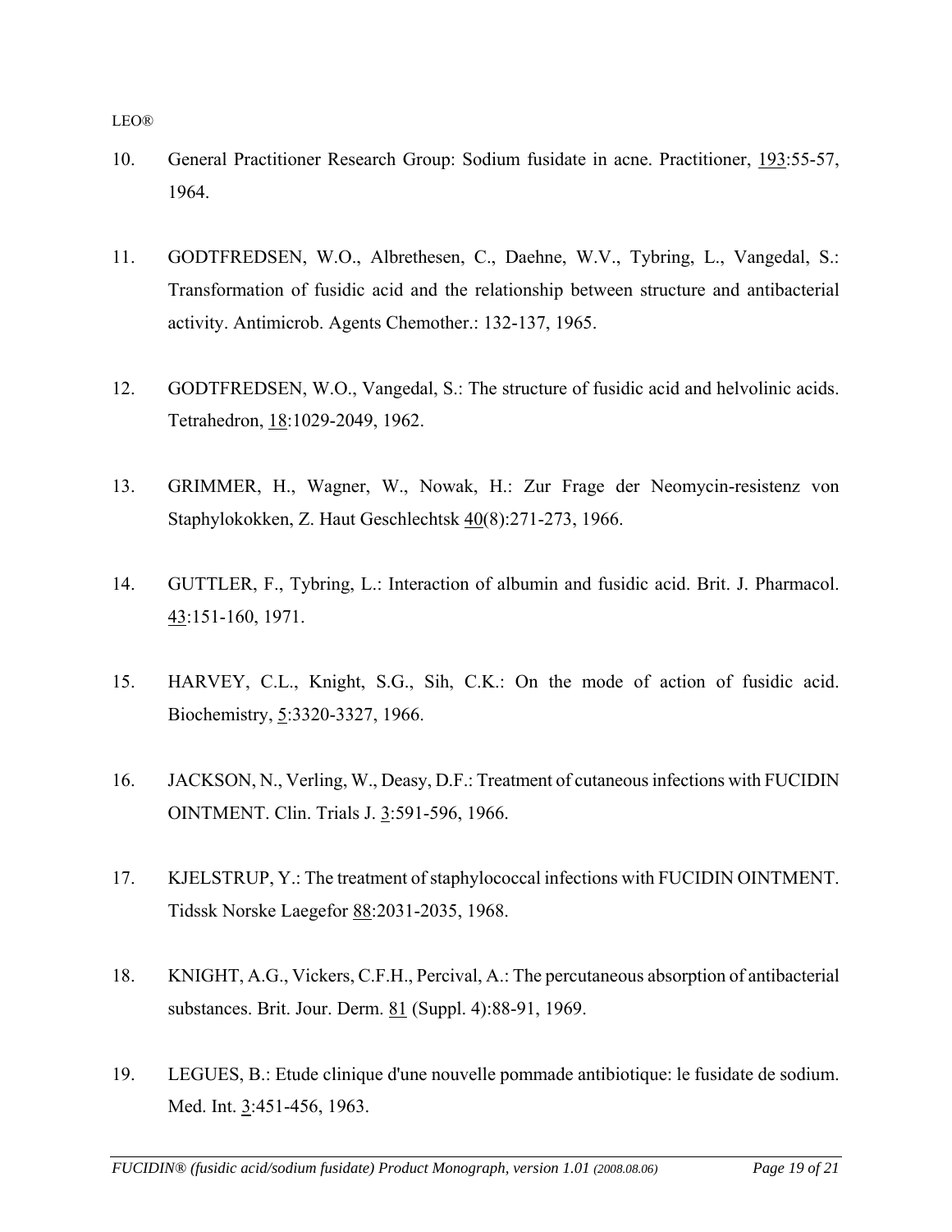10. General Practitioner Research Group: Sodium fusidate in acne. Practitioner, <u>193</u>:55-57, 1964.

11. GODTFREDSEN, W.O., Albrethesen, C., Daehne, W.V., Tybring, L., Vangedal, S.: Transformation of fusidic acid and the relationship between structure and antibacterial activity. Antimicrob. Agents Chemother.: 132-137, 1965.

12. GODTFREDSEN, W.O., Vangedal, S.: The structure of fusidic acid and helvolinic acids. Tetrahedron, <u>18</u>:1029-2049, 1962.

13. GRIMMER, H., Wagner, W., Nowak, H.: Zur Frage der Neomycin-resistenz von Staphylokokken, Z. Haut Geschlechtsk <u>40</u>(8):271-273, 1966.

14. GUTTLER, F., Tybring, L.: Interaction of albumin and fusidic acid. Brit. J. Pharmacol. <u>43</u>:151-160, 1971.

15. HARVEY, C.L., Knight, S.G., Sih, C.K.: On the mode of action of fusidic acid. Biochemistry, <u>5</u>:3320-3327, 1966.

16. JACKSON, N., Verling, W., Deasy, D.F.: Treatment of cutaneous infections with FUCIDIN OINTMENT. Clin. Trials J. <u>3</u>:591-596, 1966.

17. KJELSTRUP, Y.: The treatment of staphylococcal infections with FUCIDIN OINTMENT. Tidssk Norske Laegefor <u>88</u>:2031-2035, 1968.

18. KNIGHT, A.G., Vickers, C.F.H., Percival, A.: The percutaneous absorption of antibacterial substances. Brit. Jour. Derm. <u>81</u> (Suppl. 4):88-91, 1969.

19. LEGUES, B.: Etude clinique d'une nouvelle pommade antibiotique: le fusidate de sodium. Med. Int. <u>3</u>:451-456, 1963.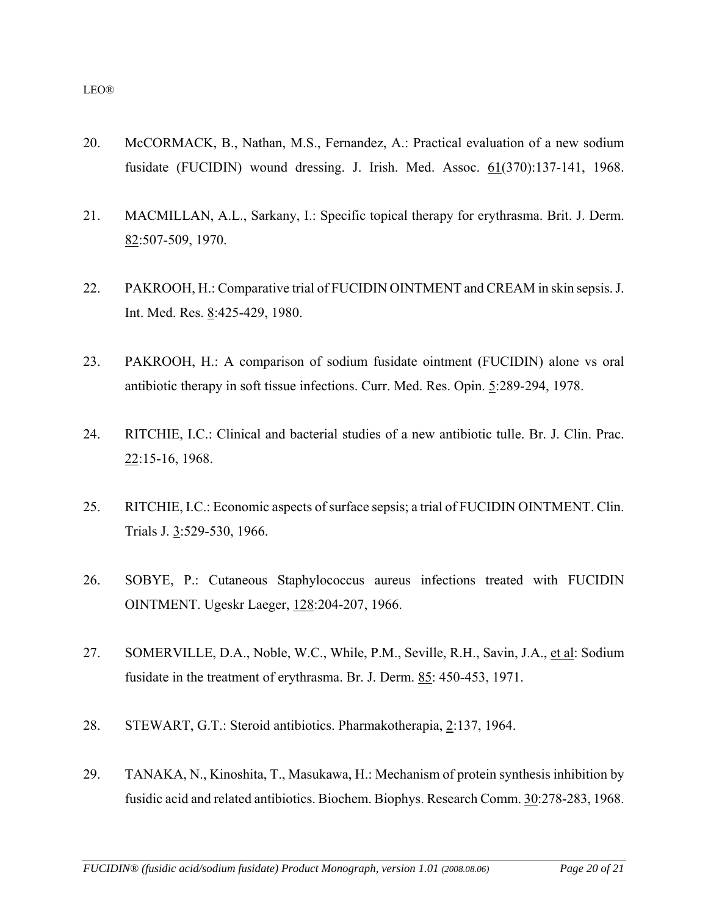20. McCORMACK, B., Nathan, M.S., Fernandez, A.: Practical evaluation of a new sodium fusidate (FUCIDIN) wound dressing. J. Irish. Med. Assoc. 61(370):137-141, 1968.

21. MACMILLAN, A.L., Sarkany, I.: Specific topical therapy for erythrasma. Brit. J. Derm. 82:507-509, 1970.

22. PAKROOH, H.: Comparative trial of FUCIDIN OINTMENT and CREAM in skin sepsis. J. Int. Med. Res. 8:425-429, 1980.

23. PAKROOH, H.: A comparison of sodium fusidate ointment (FUCIDIN) alone vs oral antibiotic therapy in soft tissue infections. Curr. Med. Res. Opin. 5:289-294, 1978.

24. RITCHIE, I.C.: Clinical and bacterial studies of a new antibiotic tulle. Br. J. Clin. Prac. 22:15-16, 1968.

25. RITCHIE, I.C.: Economic aspects of surface sepsis; a trial of FUCIDIN OINTMENT. Clin. Trials J. 3:529-530, 1966.

26. SOBYE, P.: Cutaneous Staphylococcus aureus infections treated with FUCIDIN OINTMENT. Ugeskr Laeger, 128:204-207, 1966.

27. SOMERVILLE, D.A., Noble, W.C., While, P.M., Seville, R.H., Savin, J.A., et al: Sodium fusidate in the treatment of erythrasma. Br. J. Derm. 85: 450-453, 1971.

28. STEWART, G.T.: Steroid antibiotics. Pharmakotherapia, 2:137, 1964.

29. TANAKA, N., Kinoshita, T., Masukawa, H.: Mechanism of protein synthesis inhibition by fusidic acid and related antibiotics. Biochem. Biophys. Research Comm. 30:278-283, 1968.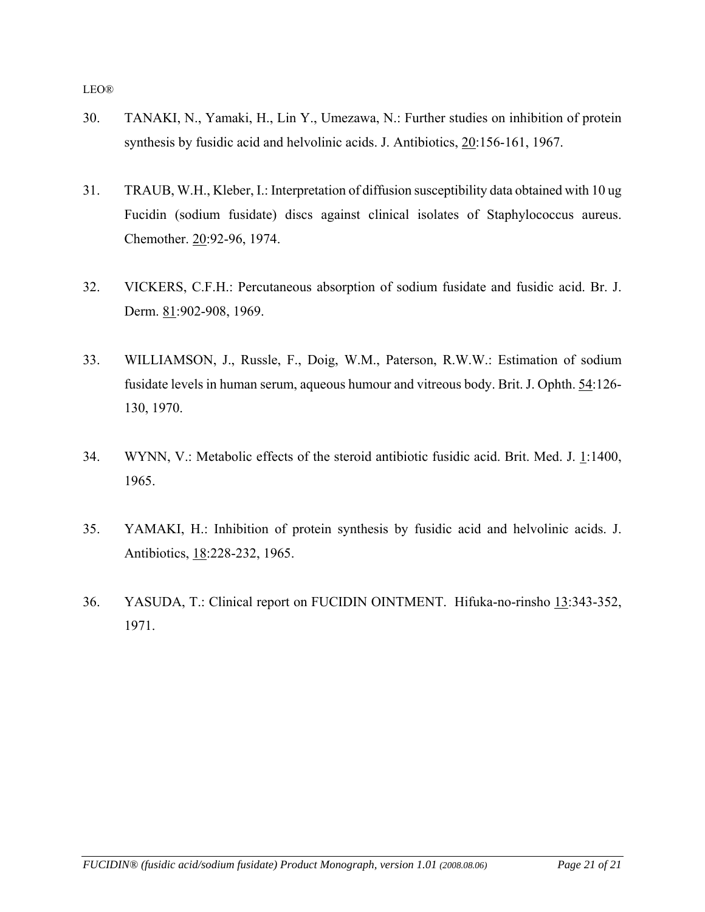30. TANAKI, N., Yamaki, H., Lin Y., Umezawa, N.: Further studies on inhibition of protein synthesis by fusidic acid and helvolinic acids. J. Antibiotics, 20:156-161, 1967.

31. TRAUB, W.H., Kleber, I.: Interpretation of diffusion susceptibility data obtained with 10 ug Fucidin (sodium fusidate) discs against clinical isolates of Staphylococcus aureus. Chemother. 20:92-96, 1974.

32. VICKERS, C.F.H.: Percutaneous absorption of sodium fusidate and fusidic acid. Br. J. Derm. 81:902-908, 1969.

33. WILLIAMSON, J., Russle, F., Doig, W.M., Paterson, R.W.W.: Estimation of sodium fusidate levels in human serum, aqueous humour and vitreous body. Brit. J. Ophth. 54:126-130, 1970.

34. WYNN, V.: Metabolic effects of the steroid antibiotic fusidic acid. Brit. Med. J. 1:1400, 1965.

35. YAMAKI, H.: Inhibition of protein synthesis by fusidic acid and helvolinic acids. J. Antibiotics, 18:228-232, 1965.

36. YASUDA, T.: Clinical report on FUCIDIN OINTMENT. Hifuka-no-rinsho 13:343-352, 1971.